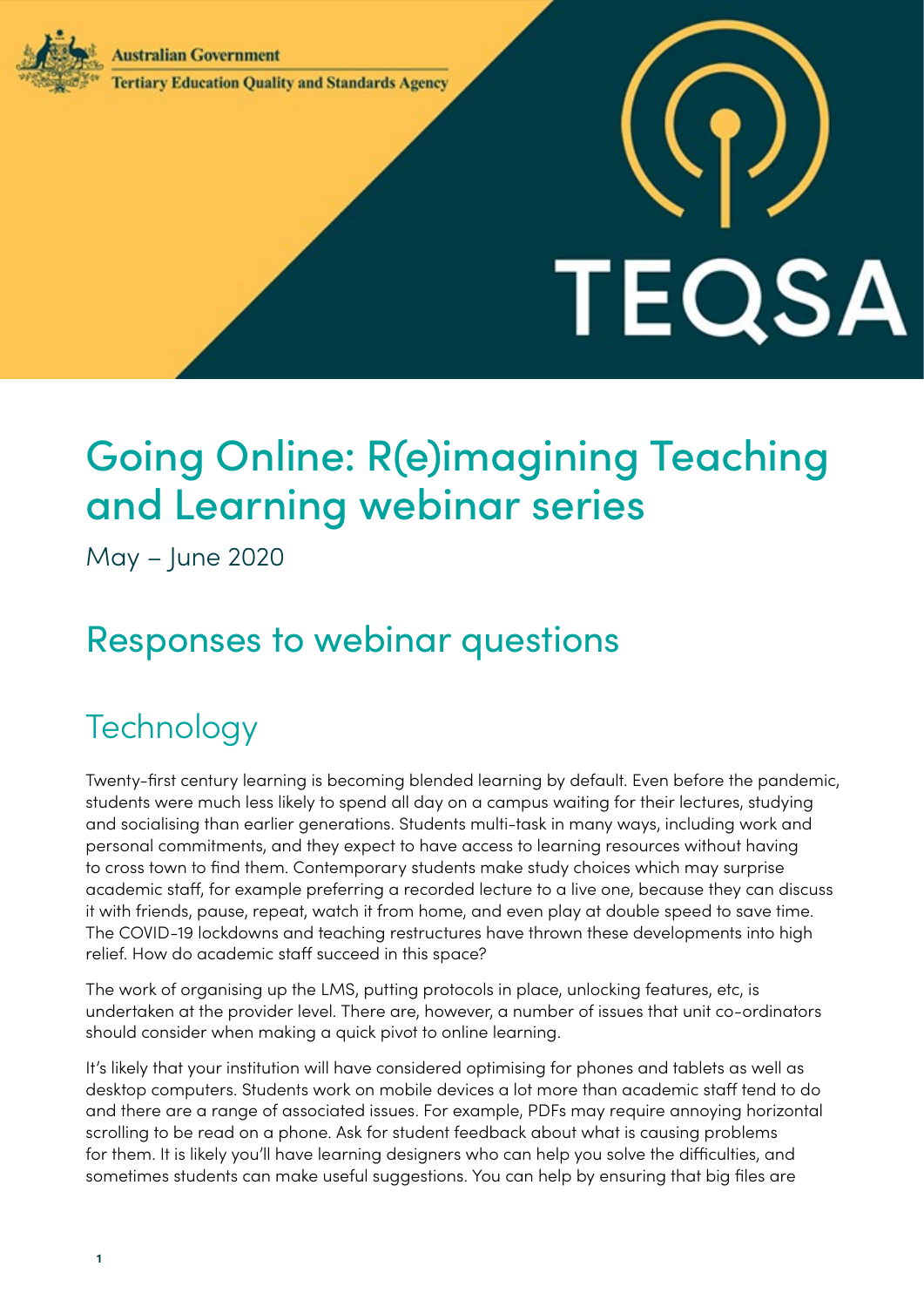Australian Government

Tertiary Education Quality and Standards Agency

TEQSA

# Going Online: R(e)imagining Teaching and Learning webinar series

May – June 2020

## Responses to webinar questions

## Technology

Twenty-first century learning is becoming blended learning by default. Even before the pandemic, students were much less likely to spend all day on a campus waiting for their lectures, studying and socialising than earlier generations. Students multi-task in many ways, including work and personal commitments, and they expect to have access to learning resources without having to cross town to find them. Contemporary students make study choices which may surprise academic staff, for example preferring a recorded lecture to a live one, because they can discuss it with friends, pause, repeat, watch it from home, and even play at double speed to save time. The COVID-19 lockdowns and teaching restructures have thrown these developments into high relief. How do academic staff succeed in this space?

The work of organising up the LMS, putting protocols in place, unlocking features, etc, is undertaken at the provider level. There are, however, a number of issues that unit co-ordinators should consider when making a quick pivot to online learning.

It's likely that your institution will have considered optimising for phones and tablets as well as desktop computers. Students work on mobile devices a lot more than academic staff tend to do and there are a range of associated issues. For example, PDFs may require annoying horizontal scrolling to be read on a phone. Ask for student feedback about what is causing problems for them. It is likely you'll have learning designers who can help you solve the difficulties, and sometimes students can make useful suggestions. You can help by ensuring that big files are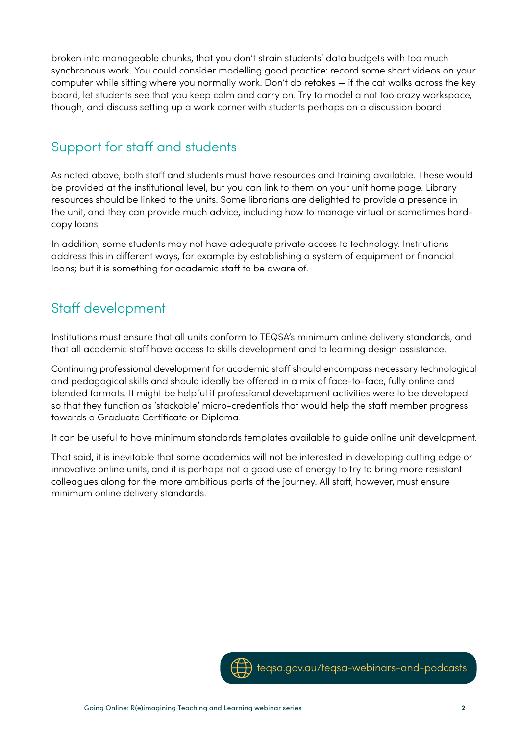broken into manageable chunks, that you don't strain students' data budgets with too much synchronous work. You could consider modelling good practice: record some short videos on your computer while sitting where you normally work. Don't do retakes – if the cat walks across the key board, let students see that you keep calm and carry on. Try to model a not too crazy workspace, though, and discuss setting up a work corner with students perhaps on a discussion board

## Support for staff and students

As noted above, both staff and students must have resources and training available. These would be provided at the institutional level, but you can link to them on your unit home page. Library resources should be linked to the units. Some librarians are delighted to provide a presence in the unit, and they can provide much advice, including how to manage virtual or sometimes hard-copy loans.

In addition, some students may not have adequate private access to technology. Institutions address this in different ways, for example by establishing a system of equipment or financial loans; but it is something for academic staff to be aware of.

## Staff development

Institutions must ensure that all units conform to TEQSA's minimum online delivery standards, and that all academic staff have access to skills development and to learning design assistance.

Continuing professional development for academic staff should encompass necessary technological and pedagogical skills and should ideally be offered in a mix of face-to-face, fully online and blended formats. It might be helpful if professional development activities were to be developed so that they function as 'stackable' micro-credentials that would help the staff member progress towards a Graduate Certificate or Diploma.

It can be useful to have minimum standards templates available to guide online unit development.

That said, it is inevitable that some academics will not be interested in developing cutting edge or innovative online units, and it is perhaps not a good use of energy to try to bring more resistant colleagues along for the more ambitious parts of the journey. All staff, however, must ensure minimum online delivery standards.

teqsa.gov.au/teqsa-webinars-and-podcasts